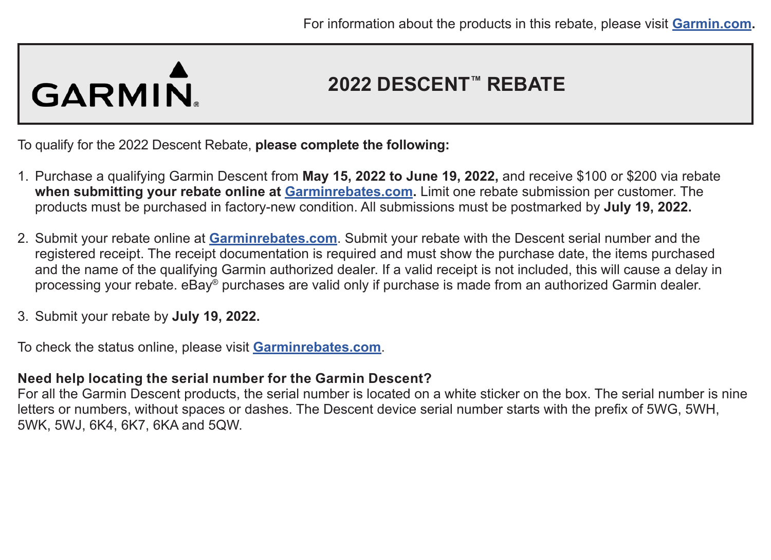For information about the products in this rebate, please visit **Garmin.com.**

GARMIN.

# 2022 DESCENT™ REBATE

To qualify for the 2022 Descent Rebate, **please complete the following:**

1. Purchase a qualifying Garmin Descent from **May 15, 2022 to June 19, 2022,** and receive $100 or $200 via rebate **when submitting your rebate online at Garminrebates.com.** Limit one rebate submission per customer. The products must be purchased in factory-new condition. All submissions must be postmarked by **July 19, 2022.**

2. Submit your rebate online at **Garminrebates.com**. Submit your rebate with the Descent serial number and the registered receipt. The receipt documentation is required and must show the purchase date, the items purchased and the name of the qualifying Garmin authorized dealer. If a valid receipt is not included, this will cause a delay in processing your rebate. eBay® purchases are valid only if purchase is made from an authorized Garmin dealer.

3. Submit your rebate by **July 19, 2022.**

To check the status online, please visit **Garminrebates.com**.

**Need help locating the serial number for the Garmin Descent?**
For all the Garmin Descent products, the serial number is located on a white sticker on the box. The serial number is nine letters or numbers, without spaces or dashes. The Descent device serial number starts with the prefix of 5WG, 5WH, 5WK, 5WJ, 6K4, 6K7, 6KA and 5QW.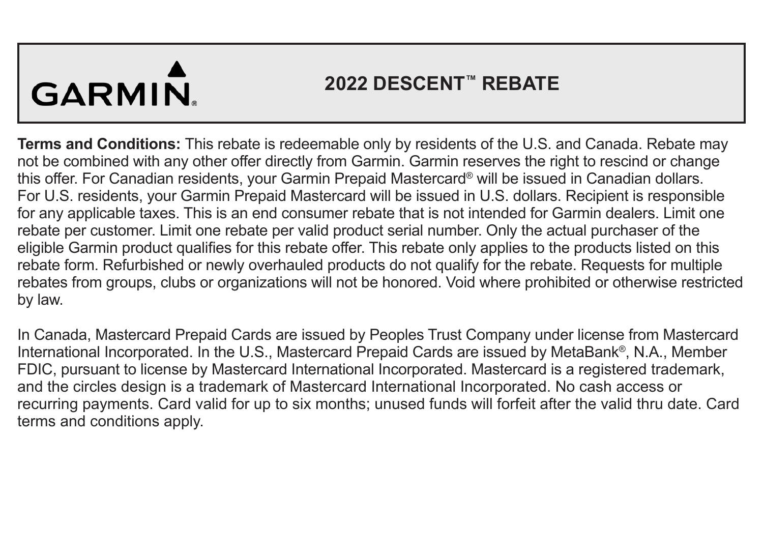GARMIN®

# 2022 DESCENT™ REBATE

**Terms and Conditions:** This rebate is redeemable only by residents of the U.S. and Canada. Rebate may not be combined with any other offer directly from Garmin. Garmin reserves the right to rescind or change this offer. For Canadian residents, your Garmin Prepaid Mastercard® will be issued in Canadian dollars. For U.S. residents, your Garmin Prepaid Mastercard will be issued in U.S. dollars. Recipient is responsible for any applicable taxes. This is an end consumer rebate that is not intended for Garmin dealers. Limit one rebate per customer. Limit one rebate per valid product serial number. Only the actual purchaser of the eligible Garmin product qualifies for this rebate offer. This rebate only applies to the products listed on this rebate form. Refurbished or newly overhauled products do not qualify for the rebate. Requests for multiple rebates from groups, clubs or organizations will not be honored. Void where prohibited or otherwise restricted by law.

In Canada, Mastercard Prepaid Cards are issued by Peoples Trust Company under license from Mastercard International Incorporated. In the U.S., Mastercard Prepaid Cards are issued by MetaBank®, N.A., Member FDIC, pursuant to license by Mastercard International Incorporated. Mastercard is a registered trademark, and the circles design is a trademark of Mastercard International Incorporated. No cash access or recurring payments. Card valid for up to six months; unused funds will forfeit after the valid thru date. Card terms and conditions apply.